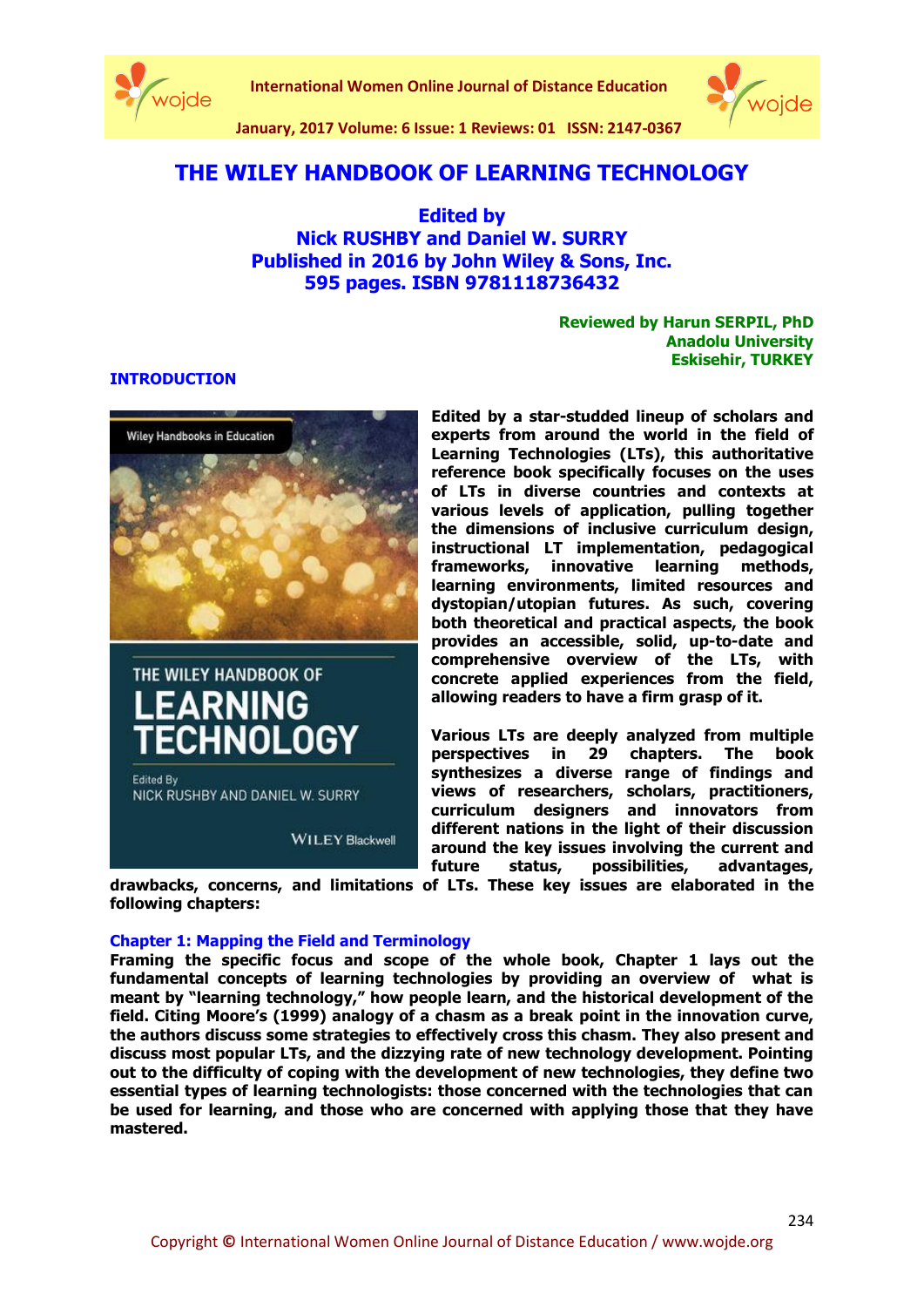# THE WILEY HANDBOOK OF LEARNING TECHNOLOGY

**Edited by**
**Nick RUSHBY and Daniel W. SURRY**
**Published in 2016 by John Wiley & Sons, Inc.**
**595 pages. ISBN 9781118736432**

**Reviewed by Harun SERPIL, PhD**
**Anadolu University**
**Eskisehir, TURKEY**

## INTRODUCTION

Edited by a star-studded lineup of scholars and experts from around the world in the field of Learning Technologies (LTs), this authoritative reference book specifically focuses on the uses of LTs in diverse countries and contexts at various levels of application, pulling together the dimensions of inclusive curriculum design, instructional LT implementation, pedagogical frameworks, innovative learning methods, learning environments, limited resources and dystopian/utopian futures. As such, covering both theoretical and practical aspects, the book provides an accessible, solid, up-to-date and comprehensive overview of the LTs, with concrete applied experiences from the field, allowing readers to have a firm grasp of it.

Various LTs are deeply analyzed from multiple perspectives in 29 chapters. The book synthesizes a diverse range of findings and views of researchers, scholars, practitioners, curriculum designers and innovators from different nations in the light of their discussion around the key issues involving the current and future status, possibilities, advantages, drawbacks, concerns, and limitations of LTs. These key issues are elaborated in the following chapters:

### Chapter 1: Mapping the Field and Terminology

Framing the specific focus and scope of the whole book, Chapter 1 lays out the fundamental concepts of learning technologies by providing an overview of what is meant by "learning technology," how people learn, and the historical development of the field. Citing Moore's (1999) analogy of a chasm as a break point in the innovation curve, the authors discuss some strategies to effectively cross this chasm. They also present and discuss most popular LTs, and the dizzying rate of new technology development. Pointing out to the difficulty of coping with the development of new technologies, they define two essential types of learning technologists: those concerned with the technologies that can be used for learning, and those who are concerned with applying those that they have mastered.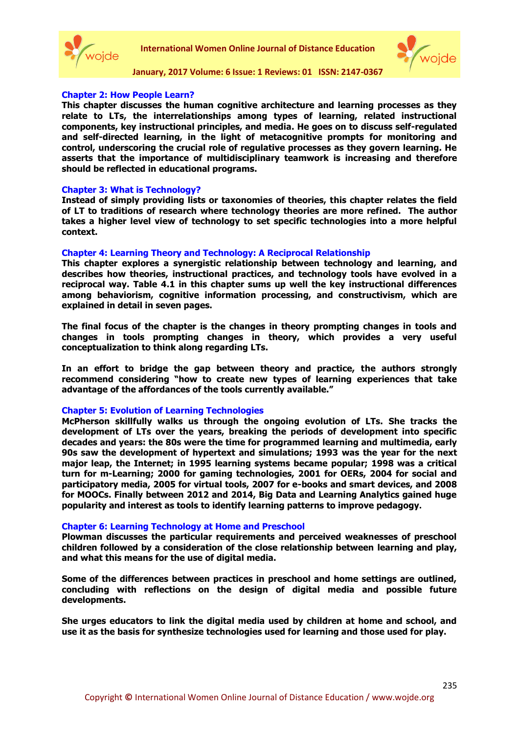### Chapter 2: How People Learn?

**This chapter discusses the human cognitive architecture and learning processes as they relate to LTs, the interrelationships among types of learning, related instructional components, key instructional principles, and media. He goes on to discuss self-regulated and self-directed learning, in the light of metacognitive prompts for monitoring and control, underscoring the crucial role of regulative processes as they govern learning. He asserts that the importance of multidisciplinary teamwork is increasing and therefore should be reflected in educational programs.**

### Chapter 3: What is Technology?

**Instead of simply providing lists or taxonomies of theories, this chapter relates the field of LT to traditions of research where technology theories are more refined. The author takes a higher level view of technology to set specific technologies into a more helpful context.**

### Chapter 4: Learning Theory and Technology: A Reciprocal Relationship

**This chapter explores a synergistic relationship between technology and learning, and describes how theories, instructional practices, and technology tools have evolved in a reciprocal way. Table 4.1 in this chapter sums up well the key instructional differences among behaviorism, cognitive information processing, and constructivism, which are explained in detail in seven pages.**

**The final focus of the chapter is the changes in theory prompting changes in tools and changes in tools prompting changes in theory, which provides a very useful conceptualization to think along regarding LTs.**

**In an effort to bridge the gap between theory and practice, the authors strongly recommend considering "how to create new types of learning experiences that take advantage of the affordances of the tools currently available."**

### Chapter 5: Evolution of Learning Technologies

**McPherson skillfully walks us through the ongoing evolution of LTs. She tracks the development of LTs over the years, breaking the periods of development into specific decades and years: the 80s were the time for programmed learning and multimedia, early 90s saw the development of hypertext and simulations; 1993 was the year for the next major leap, the Internet; in 1995 learning systems became popular; 1998 was a critical turn for m-Learning; 2000 for gaming technologies, 2001 for OERs, 2004 for social and participatory media, 2005 for virtual tools, 2007 for e-books and smart devices, and 2008 for MOOCs. Finally between 2012 and 2014, Big Data and Learning Analytics gained huge popularity and interest as tools to identify learning patterns to improve pedagogy.**

### Chapter 6: Learning Technology at Home and Preschool

**Plowman discusses the particular requirements and perceived weaknesses of preschool children followed by a consideration of the close relationship between learning and play, and what this means for the use of digital media.**

**Some of the differences between practices in preschool and home settings are outlined, concluding with reflections on the design of digital media and possible future developments.**

**She urges educators to link the digital media used by children at home and school, and use it as the basis for synthesize technologies used for learning and those used for play.**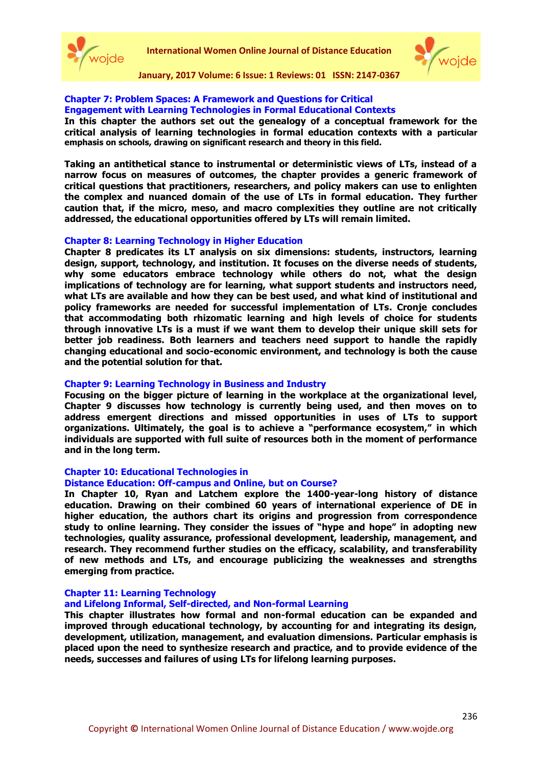### Chapter 7: Problem Spaces: A Framework and Questions for Critical Engagement with Learning Technologies in Formal Educational Contexts

**In this chapter the authors set out the genealogy of a conceptual framework for the critical analysis of learning technologies in formal education contexts with a particular emphasis on schools, drawing on significant research and theory in this field.**

**Taking an antithetical stance to instrumental or deterministic views of LTs, instead of a narrow focus on measures of outcomes, the chapter provides a generic framework of critical questions that practitioners, researchers, and policy makers can use to enlighten the complex and nuanced domain of the use of LTs in formal education. They further caution that, if the micro, meso, and macro complexities they outline are not critically addressed, the educational opportunities offered by LTs will remain limited.**

### Chapter 8: Learning Technology in Higher Education

**Chapter 8 predicates its LT analysis on six dimensions: students, instructors, learning design, support, technology, and institution. It focuses on the diverse needs of students, why some educators embrace technology while others do not, what the design implications of technology are for learning, what support students and instructors need, what LTs are available and how they can be best used, and what kind of institutional and policy frameworks are needed for successful implementation of LTs. Cronje concludes that accommodating both rhizomatic learning and high levels of choice for students through innovative LTs is a must if we want them to develop their unique skill sets for better job readiness. Both learners and teachers need support to handle the rapidly changing educational and socio-economic environment, and technology is both the cause and the potential solution for that.**

### Chapter 9: Learning Technology in Business and Industry

**Focusing on the bigger picture of learning in the workplace at the organizational level, Chapter 9 discusses how technology is currently being used, and then moves on to address emergent directions and missed opportunities in uses of LTs to support organizations. Ultimately, the goal is to achieve a "performance ecosystem," in which individuals are supported with full suite of resources both in the moment of performance and in the long term.**

### Chapter 10: Educational Technologies in Distance Education: Off-campus and Online, but on Course?

**In Chapter 10, Ryan and Latchem explore the 1400-year-long history of distance education. Drawing on their combined 60 years of international experience of DE in higher education, the authors chart its origins and progression from correspondence study to online learning. They consider the issues of "hype and hope" in adopting new technologies, quality assurance, professional development, leadership, management, and research. They recommend further studies on the efficacy, scalability, and transferability of new methods and LTs, and encourage publicizing the weaknesses and strengths emerging from practice.**

### Chapter 11: Learning Technology and Lifelong Informal, Self-directed, and Non-formal Learning

**This chapter illustrates how formal and non-formal education can be expanded and improved through educational technology, by accounting for and integrating its design, development, utilization, management, and evaluation dimensions. Particular emphasis is placed upon the need to synthesize research and practice, and to provide evidence of the needs, successes and failures of using LTs for lifelong learning purposes.**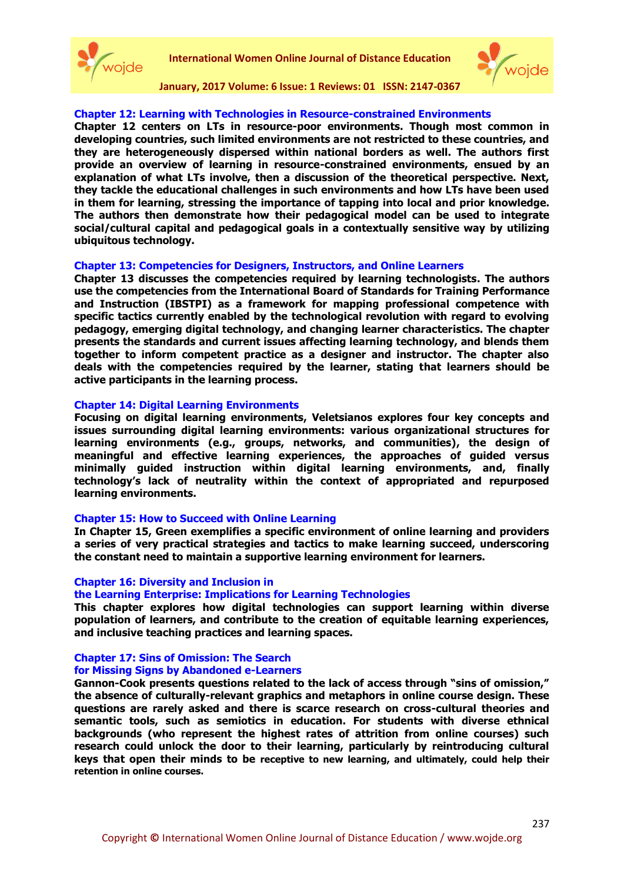### Chapter 12: Learning with Technologies in Resource-constrained Environments

**Chapter 12 centers on LTs in resource-poor environments. Though most common in developing countries, such limited environments are not restricted to these countries, and they are heterogeneously dispersed within national borders as well. The authors first provide an overview of learning in resource-constrained environments, ensued by an explanation of what LTs involve, then a discussion of the theoretical perspective. Next, they tackle the educational challenges in such environments and how LTs have been used in them for learning, stressing the importance of tapping into local and prior knowledge. The authors then demonstrate how their pedagogical model can be used to integrate social/cultural capital and pedagogical goals in a contextually sensitive way by utilizing ubiquitous technology.**

### Chapter 13: Competencies for Designers, Instructors, and Online Learners

**Chapter 13 discusses the competencies required by learning technologists. The authors use the competencies from the International Board of Standards for Training Performance and Instruction (IBSTPI) as a framework for mapping professional competence with specific tactics currently enabled by the technological revolution with regard to evolving pedagogy, emerging digital technology, and changing learner characteristics. The chapter presents the standards and current issues affecting learning technology, and blends them together to inform competent practice as a designer and instructor. The chapter also deals with the competencies required by the learner, stating that learners should be active participants in the learning process.**

### Chapter 14: Digital Learning Environments

**Focusing on digital learning environments, Veletsianos explores four key concepts and issues surrounding digital learning environments: various organizational structures for learning environments (e.g., groups, networks, and communities), the design of meaningful and effective learning experiences, the approaches of guided versus minimally guided instruction within digital learning environments, and, finally technology's lack of neutrality within the context of appropriated and repurposed learning environments.**

### Chapter 15: How to Succeed with Online Learning

**In Chapter 15, Green exemplifies a specific environment of online learning and providers a series of very practical strategies and tactics to make learning succeed, underscoring the constant need to maintain a supportive learning environment for learners.**

### Chapter 16: Diversity and Inclusion in the Learning Enterprise: Implications for Learning Technologies

**This chapter explores how digital technologies can support learning within diverse population of learners, and contribute to the creation of equitable learning experiences, and inclusive teaching practices and learning spaces.**

### Chapter 17: Sins of Omission: The Search for Missing Signs by Abandoned e-Learners

**Gannon-Cook presents questions related to the lack of access through "sins of omission," the absence of culturally-relevant graphics and metaphors in online course design. These questions are rarely asked and there is scarce research on cross-cultural theories and semantic tools, such as semiotics in education. For students with diverse ethnical backgrounds (who represent the highest rates of attrition from online courses) such research could unlock the door to their learning, particularly by reintroducing cultural keys that open their minds to be receptive to new learning, and ultimately, could help their retention in online courses.**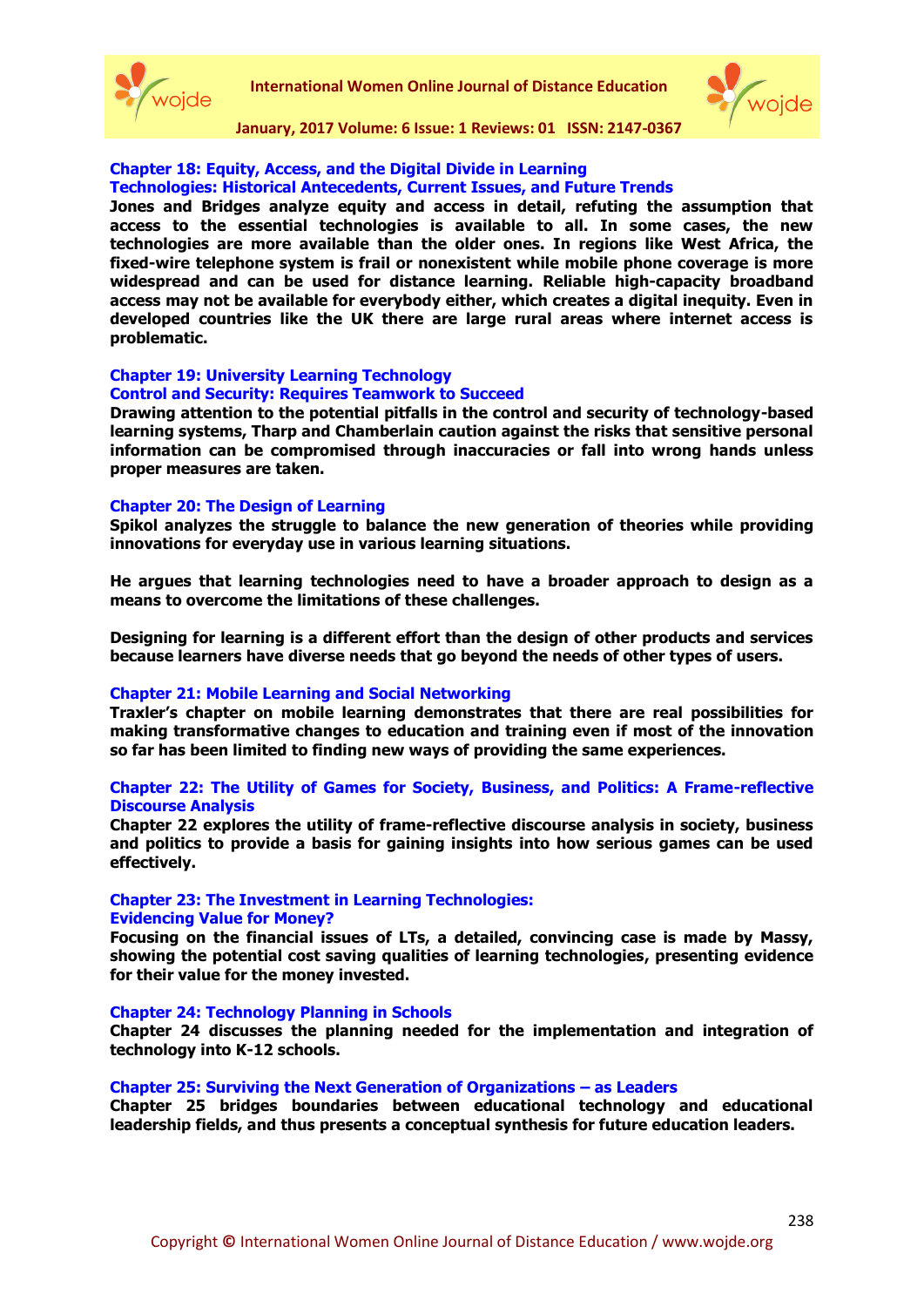### Chapter 18: Equity, Access, and the Digital Divide in Learning Technologies: Historical Antecedents, Current Issues, and Future Trends

**Jones and Bridges analyze equity and access in detail, refuting the assumption that access to the essential technologies is available to all. In some cases, the new technologies are more available than the older ones. In regions like West Africa, the fixed-wire telephone system is frail or nonexistent while mobile phone coverage is more widespread and can be used for distance learning. Reliable high-capacity broadband access may not be available for everybody either, which creates a digital inequity. Even in developed countries like the UK there are large rural areas where internet access is problematic.**

### Chapter 19: University Learning Technology Control and Security: Requires Teamwork to Succeed

**Drawing attention to the potential pitfalls in the control and security of technology-based learning systems, Tharp and Chamberlain caution against the risks that sensitive personal information can be compromised through inaccuracies or fall into wrong hands unless proper measures are taken.**

### Chapter 20: The Design of Learning

**Spikol analyzes the struggle to balance the new generation of theories while providing innovations for everyday use in various learning situations.**

**He argues that learning technologies need to have a broader approach to design as a means to overcome the limitations of these challenges.**

**Designing for learning is a different effort than the design of other products and services because learners have diverse needs that go beyond the needs of other types of users.**

### Chapter 21: Mobile Learning and Social Networking

**Traxler's chapter on mobile learning demonstrates that there are real possibilities for making transformative changes to education and training even if most of the innovation so far has been limited to finding new ways of providing the same experiences.**

### Chapter 22: The Utility of Games for Society, Business, and Politics: A Frame-reflective Discourse Analysis

**Chapter 22 explores the utility of frame-reflective discourse analysis in society, business and politics to provide a basis for gaining insights into how serious games can be used effectively.**

### Chapter 23: The Investment in Learning Technologies: Evidencing Value for Money?

**Focusing on the financial issues of LTs, a detailed, convincing case is made by Massy, showing the potential cost saving qualities of learning technologies, presenting evidence for their value for the money invested.**

### Chapter 24: Technology Planning in Schools

**Chapter 24 discusses the planning needed for the implementation and integration of technology into K-12 schools.**

### Chapter 25: Surviving the Next Generation of Organizations – as Leaders

**Chapter 25 bridges boundaries between educational technology and educational leadership fields, and thus presents a conceptual synthesis for future education leaders.**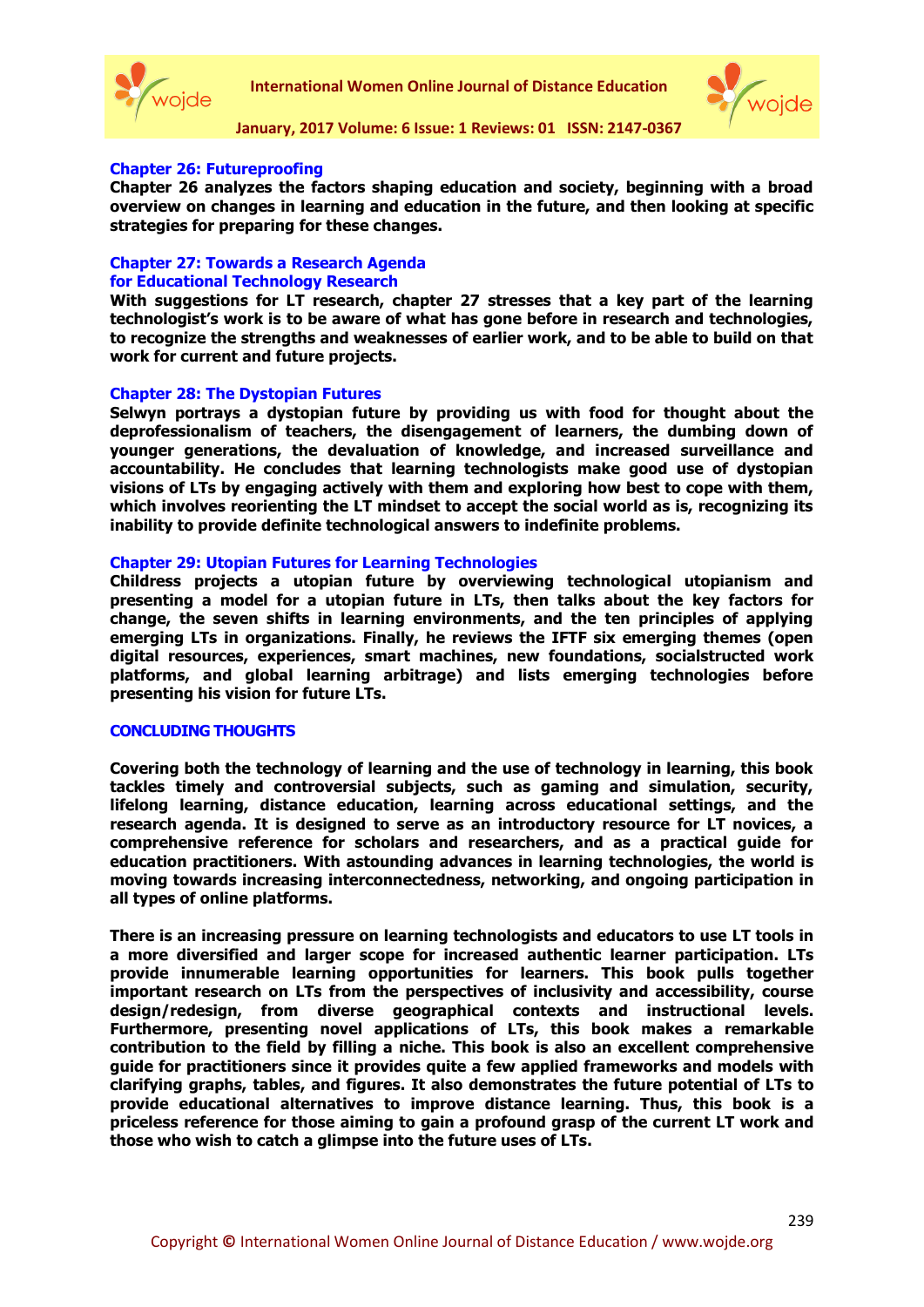### Chapter 26: Futureproofing

**Chapter 26 analyzes the factors shaping education and society, beginning with a broad overview on changes in learning and education in the future, and then looking at specific strategies for preparing for these changes.**

### Chapter 27: Towards a Research Agenda for Educational Technology Research

**With suggestions for LT research, chapter 27 stresses that a key part of the learning technologist's work is to be aware of what has gone before in research and technologies, to recognize the strengths and weaknesses of earlier work, and to be able to build on that work for current and future projects.**

### Chapter 28: The Dystopian Futures

**Selwyn portrays a dystopian future by providing us with food for thought about the deprofessionalism of teachers, the disengagement of learners, the dumbing down of younger generations, the devaluation of knowledge, and increased surveillance and accountability. He concludes that learning technologists make good use of dystopian visions of LTs by engaging actively with them and exploring how best to cope with them, which involves reorienting the LT mindset to accept the social world as is, recognizing its inability to provide definite technological answers to indefinite problems.**

### Chapter 29: Utopian Futures for Learning Technologies

**Childress projects a utopian future by overviewing technological utopianism and presenting a model for a utopian future in LTs, then talks about the key factors for change, the seven shifts in learning environments, and the ten principles of applying emerging LTs in organizations. Finally, he reviews the IFTF six emerging themes (open digital resources, experiences, smart machines, new foundations, socialstructed work platforms, and global learning arbitrage) and lists emerging technologies before presenting his vision for future LTs.**

## CONCLUDING THOUGHTS

**Covering both the technology of learning and the use of technology in learning, this book tackles timely and controversial subjects, such as gaming and simulation, security, lifelong learning, distance education, learning across educational settings, and the research agenda. It is designed to serve as an introductory resource for LT novices, a comprehensive reference for scholars and researchers, and as a practical guide for education practitioners. With astounding advances in learning technologies, the world is moving towards increasing interconnectedness, networking, and ongoing participation in all types of online platforms.**

**There is an increasing pressure on learning technologists and educators to use LT tools in a more diversified and larger scope for increased authentic learner participation. LTs provide innumerable learning opportunities for learners. This book pulls together important research on LTs from the perspectives of inclusivity and accessibility, course design/redesign, from diverse geographical contexts and instructional levels. Furthermore, presenting novel applications of LTs, this book makes a remarkable contribution to the field by filling a niche. This book is also an excellent comprehensive guide for practitioners since it provides quite a few applied frameworks and models with clarifying graphs, tables, and figures. It also demonstrates the future potential of LTs to provide educational alternatives to improve distance learning. Thus, this book is a priceless reference for those aiming to gain a profound grasp of the current LT work and those who wish to catch a glimpse into the future uses of LTs.**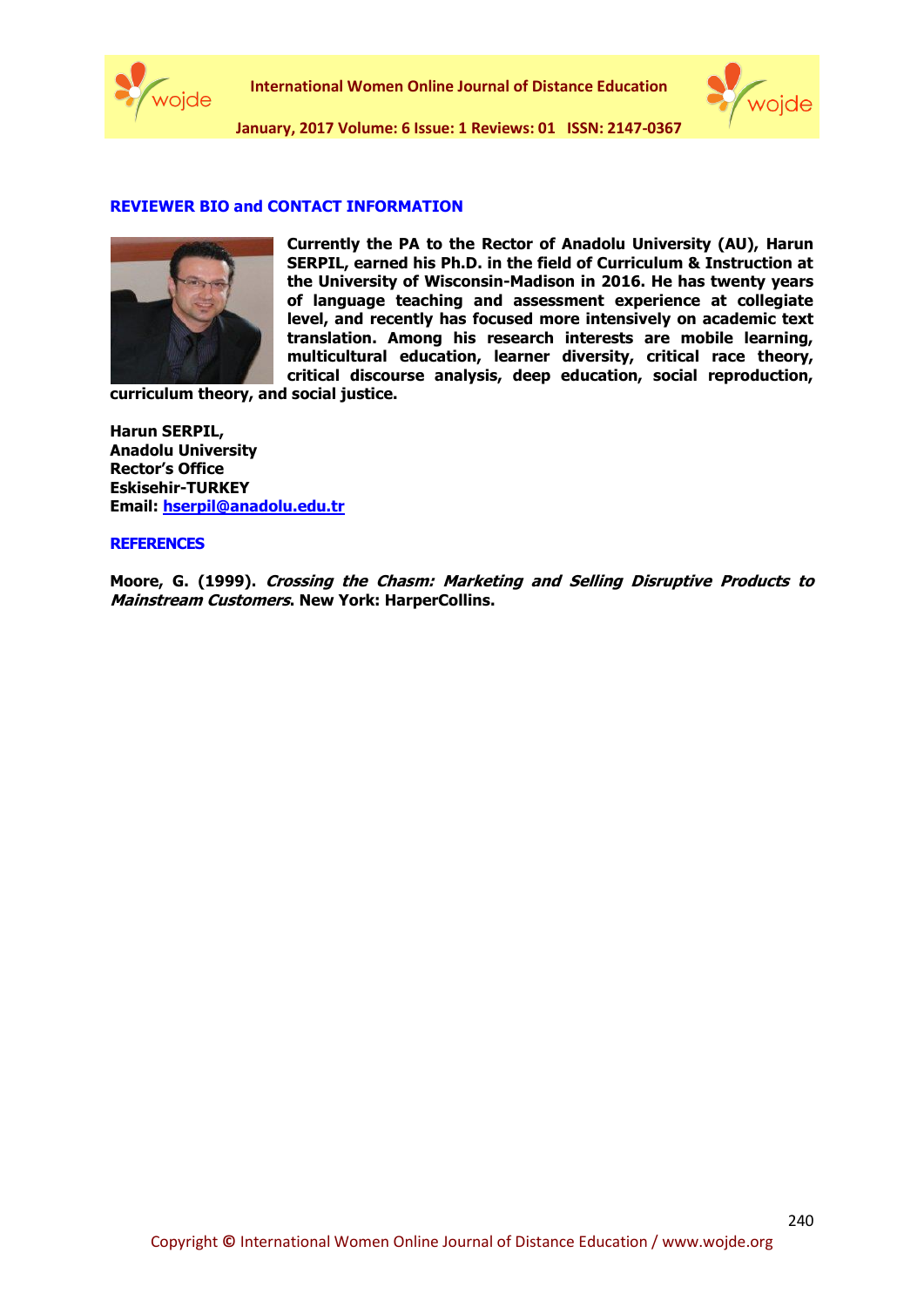## REVIEWER BIO and CONTACT INFORMATION

**Currently the PA to the Rector of Anadolu University (AU), Harun SERPIL, earned his Ph.D. in the field of Curriculum & Instruction at the University of Wisconsin-Madison in 2016. He has twenty years of language teaching and assessment experience at collegiate level, and recently has focused more intensively on academic text translation. Among his research interests are mobile learning, multicultural education, learner diversity, critical race theory, critical discourse analysis, deep education, social reproduction, curriculum theory, and social justice.**

**Harun SERPIL,**
**Anadolu University**
**Rector's Office**
**Eskisehir-TURKEY**
**Email: hserpil@anadolu.edu.tr**

## REFERENCES

**Moore, G. (1999).** ***Crossing the Chasm: Marketing and Selling Disruptive Products to Mainstream Customers*****. New York: HarperCollins.**